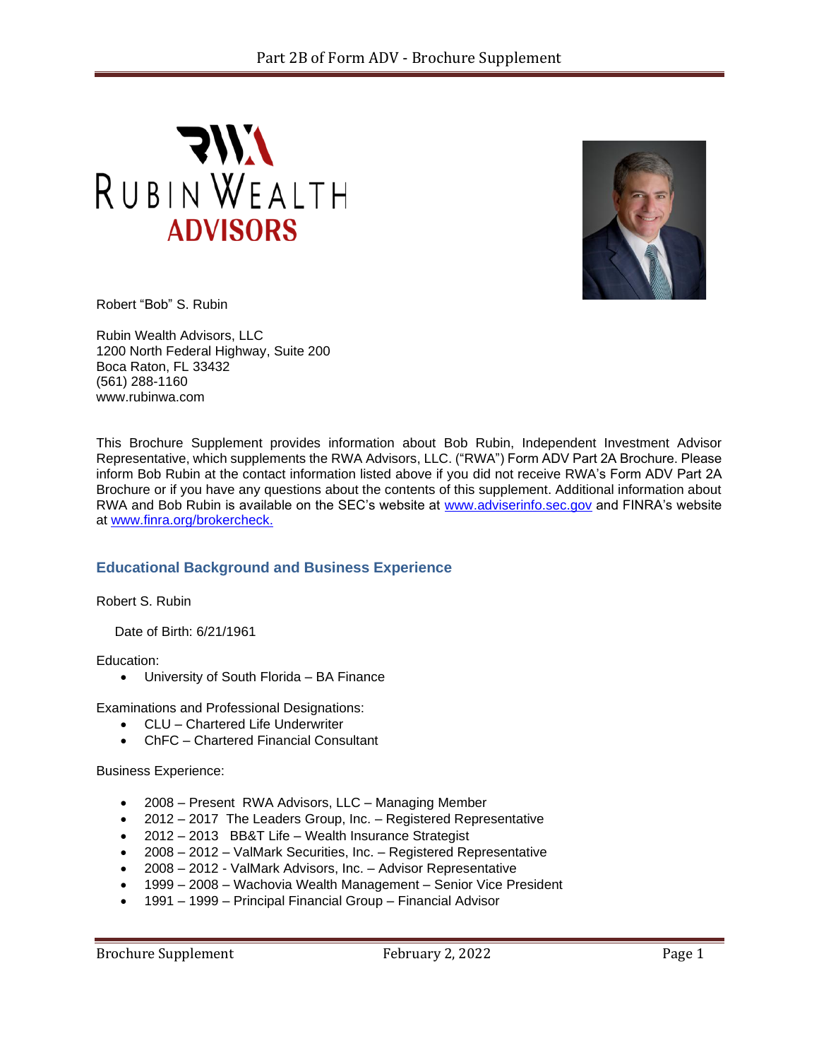Robert "Bob" S. Rubin

Rubin Wealth Advisors, LLC
1200 North Federal Highway, Suite 200
Boca Raton, FL 33432
(561) 288-1160
www.rubinwa.com

This Brochure Supplement provides information about Bob Rubin, Independent Investment Advisor Representative, which supplements the RWA Advisors, LLC. ("RWA") Form ADV Part 2A Brochure. Please inform Bob Rubin at the contact information listed above if you did not receive RWA's Form ADV Part 2A Brochure or if you have any questions about the contents of this supplement. Additional information about RWA and Bob Rubin is available on the SEC's website at www.adviserinfo.sec.gov and FINRA's website at www.finra.org/brokercheck.

## Educational Background and Business Experience

Robert S. Rubin

Date of Birth: 6/21/1961

Education:

- University of South Florida – BA Finance

Examinations and Professional Designations:

- CLU – Chartered Life Underwriter
- ChFC – Chartered Financial Consultant

Business Experience:

- 2008 – Present RWA Advisors, LLC – Managing Member
- 2012 – 2017 The Leaders Group, Inc. – Registered Representative
- 2012 – 2013 BB&T Life – Wealth Insurance Strategist
- 2008 – 2012 – ValMark Securities, Inc. – Registered Representative
- 2008 – 2012 - ValMark Advisors, Inc. – Advisor Representative
- 1999 – 2008 – Wachovia Wealth Management – Senior Vice President
- 1991 – 1999 – Principal Financial Group – Financial Advisor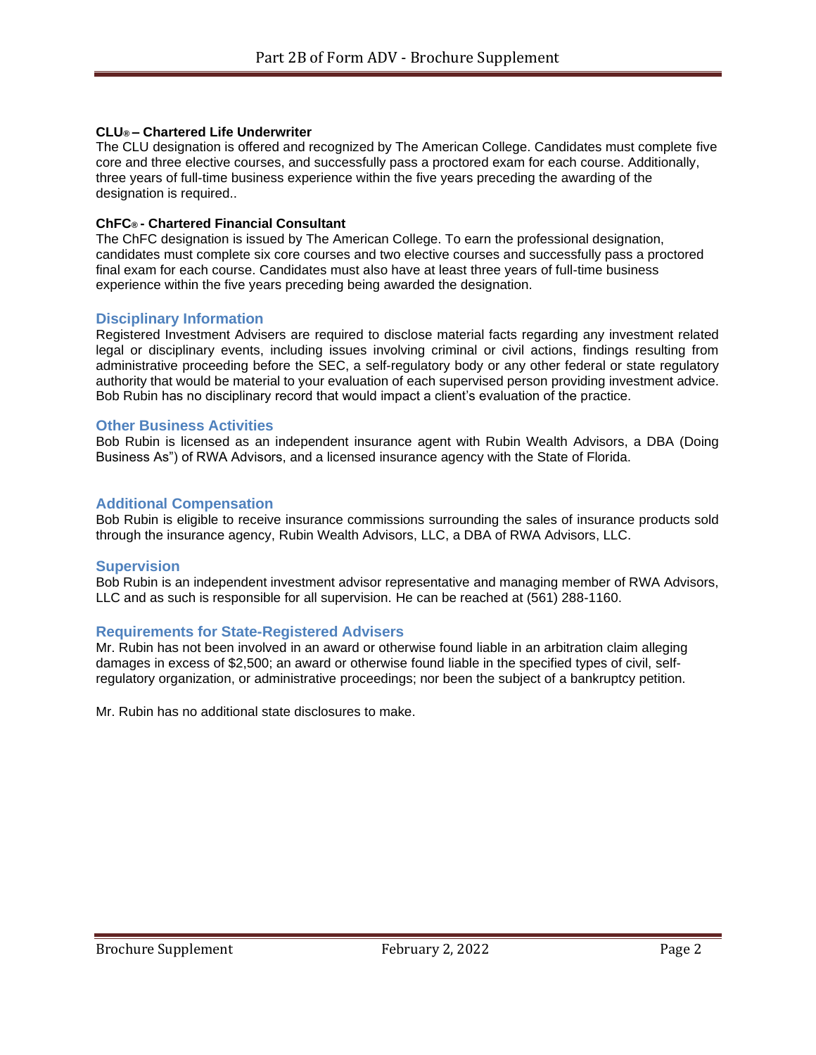**CLU® – Chartered Life Underwriter**

The CLU designation is offered and recognized by The American College. Candidates must complete five core and three elective courses, and successfully pass a proctored exam for each course. Additionally, three years of full-time business experience within the five years preceding the awarding of the designation is required..

**ChFC® - Chartered Financial Consultant**

The ChFC designation is issued by The American College. To earn the professional designation, candidates must complete six core courses and two elective courses and successfully pass a proctored final exam for each course. Candidates must also have at least three years of full-time business experience within the five years preceding being awarded the designation.

## Disciplinary Information

Registered Investment Advisers are required to disclose material facts regarding any investment related legal or disciplinary events, including issues involving criminal or civil actions, findings resulting from administrative proceeding before the SEC, a self-regulatory body or any other federal or state regulatory authority that would be material to your evaluation of each supervised person providing investment advice. Bob Rubin has no disciplinary record that would impact a client's evaluation of the practice.

## Other Business Activities

Bob Rubin is licensed as an independent insurance agent with Rubin Wealth Advisors, a DBA (Doing Business As") of RWA Advisors, and a licensed insurance agency with the State of Florida.

## Additional Compensation

Bob Rubin is eligible to receive insurance commissions surrounding the sales of insurance products sold through the insurance agency, Rubin Wealth Advisors, LLC, a DBA of RWA Advisors, LLC.

## Supervision

Bob Rubin is an independent investment advisor representative and managing member of RWA Advisors, LLC and as such is responsible for all supervision. He can be reached at (561) 288-1160.

## Requirements for State-Registered Advisers

Mr. Rubin has not been involved in an award or otherwise found liable in an arbitration claim alleging damages in excess of $2,500; an award or otherwise found liable in the specified types of civil, self-regulatory organization, or administrative proceedings; nor been the subject of a bankruptcy petition.

Mr. Rubin has no additional state disclosures to make.